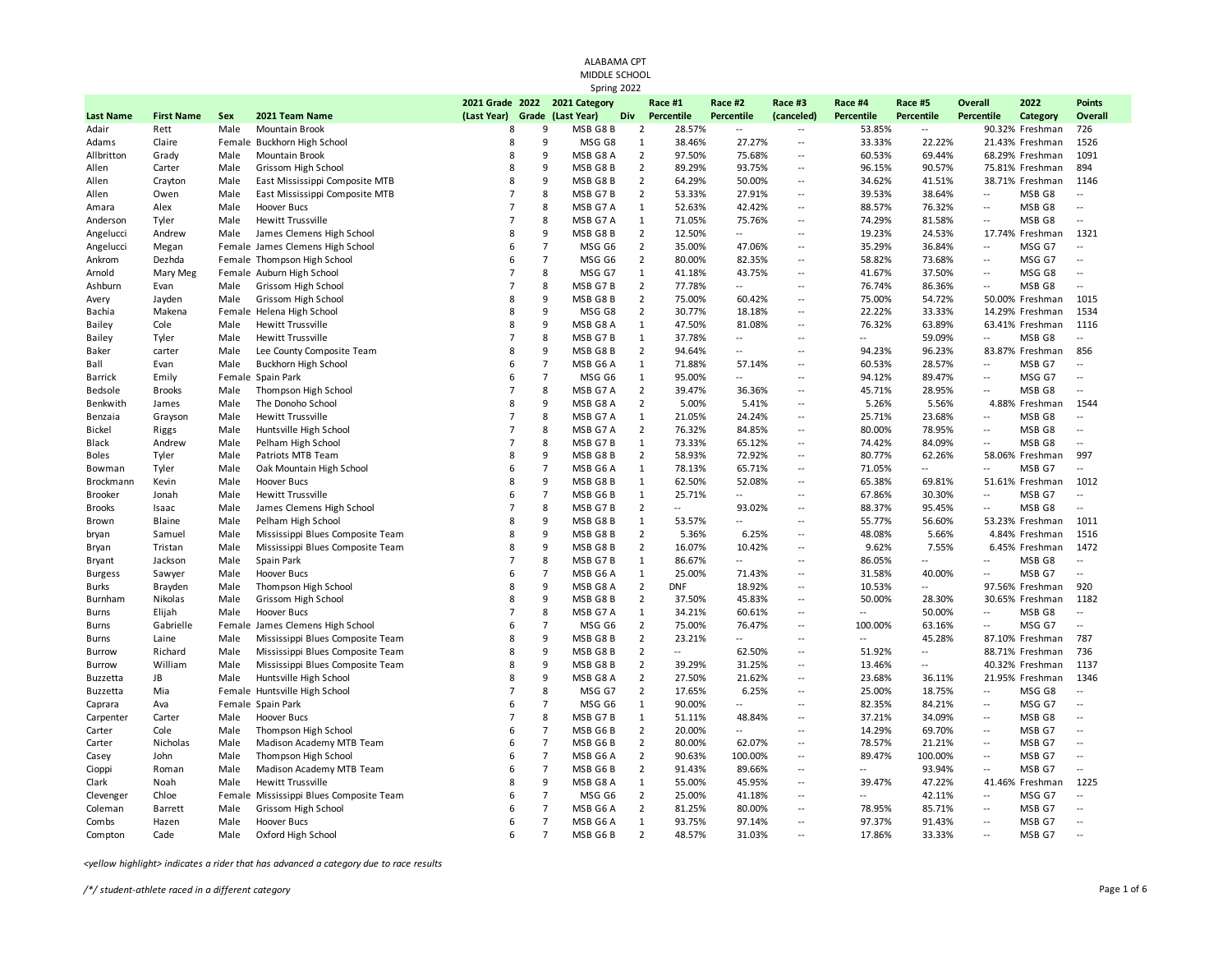# ALABAMA CPT
## MIDDLE SCHOOL
### Spring 2022

| Last Name | First Name | Sex | 2021 Team Name | 2021 Grade (Last Year) | 2022 Grade | 2021 Category (Last Year) | Div | Race #1 Percentile | Race #2 Percentile | Race #3 (canceled) | Race #4 Percentile | Race #5 Percentile | Overall Percentile | 2022 Category | Points Overall |
|---|---|---|---|---|---|---|---|---|---|---|---|---|---|---|---|
| Adair | Rett | Male | Mountain Brook | 8 | 9 | MSB G8 B | 2 | 28.57% | -- | -- | 53.85% | -- | 90.32% | Freshman | 726 |
| Adams | Claire | Female | Buckhorn High School | 8 | 9 | MSG G8 | 1 | 38.46% | 27.27% | -- | 33.33% | 22.22% | 21.43% | Freshman | 1526 |
| Allbritton | Grady | Male | Mountain Brook | 8 | 9 | MSB G8 A | 2 | 97.50% | 75.68% | -- | 60.53% | 69.44% | 68.29% | Freshman | 1091 |
| Allen | Carter | Male | Grissom High School | 8 | 9 | MSB G8 B | 2 | 89.29% | 93.75% | -- | 96.15% | 90.57% | 75.81% | Freshman | 894 |
| Allen | Crayton | Male | East Mississippi Composite MTB | 8 | 9 | MSB G8 B | 2 | 64.29% | 50.00% | -- | 34.62% | 41.51% | 38.71% | Freshman | 1146 |
| Allen | Owen | Male | East Mississippi Composite MTB | 7 | 8 | MSB G7 B | 2 | 53.33% | 27.91% | -- | 39.53% | 38.64% | -- | MSB G8 | -- |
| Amara | Alex | Male | Hoover Bucs | 7 | 8 | MSB G7 A | 1 | 52.63% | 42.42% | -- | 88.57% | 76.32% | -- | MSB G8 | -- |
| Anderson | Tyler | Male | Hewitt Trussville | 7 | 8 | MSB G7 A | 1 | 71.05% | 75.76% | -- | 74.29% | 81.58% | -- | MSB G8 | -- |
| Angelucci | Andrew | Male | James Clemens High School | 8 | 9 | MSB G8 B | 2 | 12.50% | -- | -- | 19.23% | 24.53% | 17.74% | Freshman | 1321 |
| Angelucci | Megan | Female | James Clemens High School | 6 | 7 | MSG G6 | 2 | 35.00% | 47.06% | -- | 35.29% | 36.84% | -- | MSG G7 | -- |
| Ankrom | Dezhda | Female | Thompson High School | 6 | 7 | MSG G6 | 2 | 80.00% | 82.35% | -- | 58.82% | 73.68% | -- | MSG G7 | -- |
| Arnold | Mary Meg | Female | Auburn High School | 7 | 8 | MSG G7 | 1 | 41.18% | 43.75% | -- | 41.67% | 37.50% | -- | MSG G8 | -- |
| Ashburn | Evan | Male | Grissom High School | 7 | 8 | MSB G7 B | 2 | 77.78% | -- | -- | 76.74% | 86.36% | -- | MSB G8 | -- |
| Avery | Jayden | Male | Grissom High School | 8 | 9 | MSB G8 B | 2 | 75.00% | 60.42% | -- | 75.00% | 54.72% | 50.00% | Freshman | 1015 |
| Bachia | Makena | Female | Helena High School | 8 | 9 | MSG G8 | 2 | 30.77% | 18.18% | -- | 22.22% | 33.33% | 14.29% | Freshman | 1534 |
| Bailey | Cole | Male | Hewitt Trussville | 8 | 9 | MSB G8 A | 1 | 47.50% | 81.08% | -- | 76.32% | 63.89% | 63.41% | Freshman | 1116 |
| Bailey | Tyler | Male | Hewitt Trussville | 7 | 8 | MSB G7 B | 1 | 37.78% | -- | -- | -- | 59.09% | -- | MSB G8 | -- |
| Baker | carter | Male | Lee County Composite Team | 8 | 9 | MSB G8 B | 2 | 94.64% | -- | -- | 94.23% | 96.23% | 83.87% | Freshman | 856 |
| Ball | Evan | Male | Buckhorn High School | 6 | 7 | MSB G6 A | 1 | 71.88% | 57.14% | -- | 60.53% | 28.57% | -- | MSB G7 | -- |
| Barrick | Emily | Female | Spain Park | 6 | 7 | MSG G6 | 1 | 95.00% | -- | -- | 94.12% | 89.47% | -- | MSG G7 | -- |
| Bedsole | Brooks | Male | Thompson High School | 7 | 8 | MSB G7 A | 2 | 39.47% | 36.36% | -- | 45.71% | 28.95% | -- | MSB G8 | -- |
| Benkwith | James | Male | The Donoho School | 8 | 9 | MSB G8 A | 2 | 5.00% | 5.41% | -- | 5.26% | 5.56% | 4.88% | Freshman | 1544 |
| Benzaia | Grayson | Male | Hewitt Trussville | 7 | 8 | MSB G7 A | 1 | 21.05% | 24.24% | -- | 25.71% | 23.68% | -- | MSB G8 | -- |
| Bickel | Riggs | Male | Huntsville High School | 7 | 8 | MSB G7 A | 2 | 76.32% | 84.85% | -- | 80.00% | 78.95% | -- | MSB G8 | -- |
| Black | Andrew | Male | Pelham High School | 7 | 8 | MSB G7 B | 1 | 73.33% | 65.12% | -- | 74.42% | 84.09% | -- | MSB G8 | -- |
| Boles | Tyler | Male | Patriots MTB Team | 8 | 9 | MSB G8 B | 2 | 58.93% | 72.92% | -- | 80.77% | 62.26% | 58.06% | Freshman | 997 |
| Bowman | Tyler | Male | Oak Mountain High School | 6 | 7 | MSB G6 A | 1 | 78.13% | 65.71% | -- | 71.05% | -- | -- | MSB G7 | -- |
| Brockmann | Kevin | Male | Hoover Bucs | 8 | 9 | MSB G8 B | 1 | 62.50% | 52.08% | -- | 65.38% | 69.81% | 51.61% | Freshman | 1012 |
| Brooker | Jonah | Male | Hewitt Trussville | 6 | 7 | MSB G6 B | 1 | 25.71% | -- | -- | 67.86% | 30.30% | -- | MSB G7 | -- |
| Brooks | Isaac | Male | James Clemens High School | 7 | 8 | MSB G7 B | 2 | -- | 93.02% | -- | 88.37% | 95.45% | -- | MSB G8 | -- |
| Brown | Blaine | Male | Pelham High School | 8 | 9 | MSB G8 B | 1 | 53.57% | -- | -- | 55.77% | 56.60% | 53.23% | Freshman | 1011 |
| bryan | Samuel | Male | Mississippi Blues Composite Team | 8 | 9 | MSB G8 B | 2 | 5.36% | 6.25% | -- | 48.08% | 5.66% | 4.84% | Freshman | 1516 |
| Bryan | Tristan | Male | Mississippi Blues Composite Team | 8 | 9 | MSB G8 B | 2 | 16.07% | 10.42% | -- | 9.62% | 7.55% | 6.45% | Freshman | 1472 |
| Bryant | Jackson | Male | Spain Park | 7 | 8 | MSB G7 B | 1 | 86.67% | -- | -- | 86.05% | -- | -- | MSB G8 | -- |
| Burgess | Sawyer | Male | Hoover Bucs | 6 | 7 | MSB G6 A | 1 | 25.00% | 71.43% | -- | 31.58% | 40.00% | -- | MSB G7 | -- |
| Burks | Brayden | Male | Thompson High School | 8 | 9 | MSB G8 A | 2 | DNF | 18.92% | -- | 10.53% | -- | 97.56% | Freshman | 920 |
| Burnham | Nikolas | Male | Grissom High School | 8 | 9 | MSB G8 B | 2 | 37.50% | 45.83% | -- | 50.00% | 28.30% | 30.65% | Freshman | 1182 |
| Burns | Elijah | Male | Hoover Bucs | 7 | 8 | MSB G7 A | 1 | 34.21% | 60.61% | -- | -- | 50.00% | -- | MSB G8 | -- |
| Burns | Gabrielle | Female | James Clemens High School | 6 | 7 | MSG G6 | 2 | 75.00% | 76.47% | -- | 100.00% | 63.16% | -- | MSG G7 | -- |
| Burns | Laine | Male | Mississippi Blues Composite Team | 8 | 9 | MSB G8 B | 2 | 23.21% | -- | -- | -- | 45.28% | 87.10% | Freshman | 787 |
| Burrow | Richard | Male | Mississippi Blues Composite Team | 8 | 9 | MSB G8 B | 2 | -- | 62.50% | -- | 51.92% | -- | 88.71% | Freshman | 736 |
| Burrow | William | Male | Mississippi Blues Composite Team | 8 | 9 | MSB G8 B | 2 | 39.29% | 31.25% | -- | 13.46% | -- | 40.32% | Freshman | 1137 |
| Buzzetta | JB | Male | Huntsville High School | 8 | 9 | MSB G8 A | 2 | 27.50% | 21.62% | -- | 23.68% | 36.11% | 21.95% | Freshman | 1346 |
| Buzzetta | Mia | Female | Huntsville High School | 7 | 8 | MSG G7 | 2 | 17.65% | 6.25% | -- | 25.00% | 18.75% | -- | MSG G8 | -- |
| Caprara | Ava | Female | Spain Park | 6 | 7 | MSG G6 | 1 | 90.00% | -- | -- | 82.35% | 84.21% | -- | MSG G7 | -- |
| Carpenter | Carter | Male | Hoover Bucs | 7 | 8 | MSB G7 B | 1 | 51.11% | 48.84% | -- | 37.21% | 34.09% | -- | MSB G8 | -- |
| Carter | Cole | Male | Thompson High School | 6 | 7 | MSB G6 B | 2 | 20.00% | -- | -- | 14.29% | 69.70% | -- | MSB G7 | -- |
| Carter | Nicholas | Male | Madison Academy MTB Team | 6 | 7 | MSB G6 B | 2 | 80.00% | 62.07% | -- | 78.57% | 21.21% | -- | MSB G7 | -- |
| Casey | John | Male | Thompson High School | 6 | 7 | MSB G6 A | 2 | 90.63% | 100.00% | -- | 89.47% | 100.00% | -- | MSB G7 | -- |
| Cioppi | Roman | Male | Madison Academy MTB Team | 6 | 7 | MSB G6 B | 2 | 91.43% | 89.66% | -- | -- | 93.94% | -- | MSB G7 | -- |
| Clark | Noah | Male | Hewitt Trussville | 8 | 9 | MSB G8 A | 1 | 55.00% | 45.95% | -- | 39.47% | 47.22% | 41.46% | Freshman | 1225 |
| Clevenger | Chloe | Female | Mississippi Blues Composite Team | 6 | 7 | MSG G6 | 2 | 25.00% | 41.18% | -- | -- | 42.11% | -- | MSG G7 | -- |
| Coleman | Barrett | Male | Grissom High School | 6 | 7 | MSB G6 A | 2 | 81.25% | 80.00% | -- | 78.95% | 85.71% | -- | MSB G7 | -- |
| Combs | Hazen | Male | Hoover Bucs | 6 | 7 | MSB G6 A | 1 | 93.75% | 97.14% | -- | 97.37% | 91.43% | -- | MSB G7 | -- |
| Compton | Cade | Male | Oxford High School | 6 | 7 | MSB G6 B | 2 | 48.57% | 31.03% | -- | 17.86% | 33.33% | -- | MSB G7 | -- |

*<yellow highlight> indicates a rider that has advanced a category due to race results*

*/*/ student-athlete raced in a different category*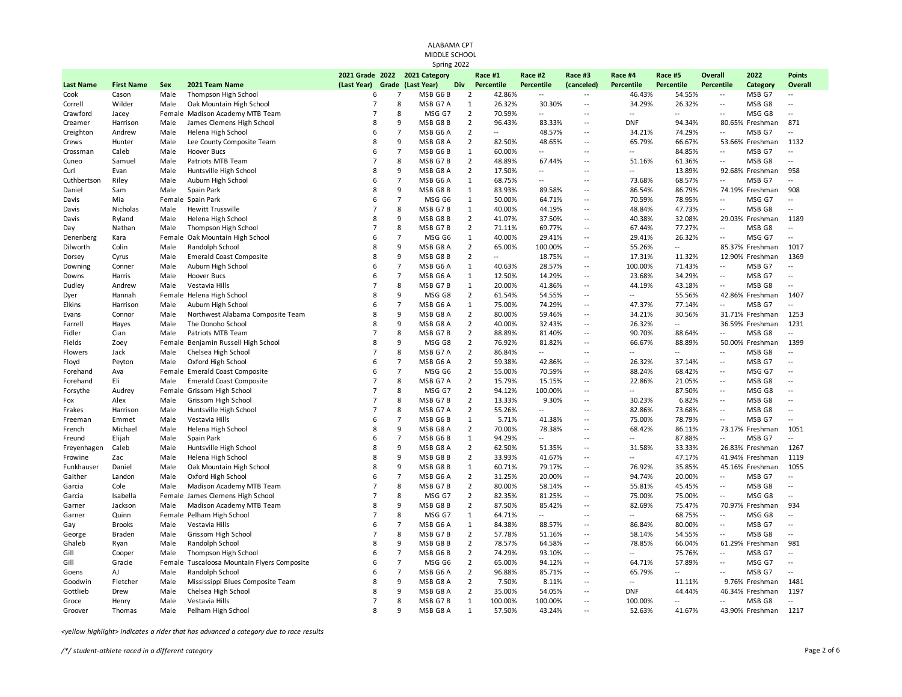ALABAMA CPT
MIDDLE SCHOOL
Spring 2022

| Last Name | First Name | Sex | 2021 Team Name | 2021 Grade (Last Year) | 2022 Grade | 2021 Category (Last Year) | Div | Race #1 Percentile | Race #2 Percentile | Race #3 (canceled) | Race #4 Percentile | Race #5 Percentile | Overall Percentile | 2022 Category | Points Overall |
|---|---|---|---|---|---|---|---|---|---|---|---|---|---|---|---|
| Cook | Cason | Male | Thompson High School | 6 | 7 | MSB G6 B | 2 | 42.86% | -- | -- | 46.43% | 54.55% | -- | MSB G7 | -- |
| Correll | Wilder | Male | Oak Mountain High School | 7 | 8 | MSB G7 A | 1 | 26.32% | 30.30% | -- | 34.29% | 26.32% | -- | MSB G8 | -- |
| Crawford | Jacey | Female | Madison Academy MTB Team | 7 | 8 | MSG G7 | 2 | 70.59% | -- | -- | -- | -- | -- | MSG G8 | -- |
| Creamer | Harrison | Male | James Clemens High School | 8 | 9 | MSB G8 B | 2 | 96.43% | 83.33% | -- | DNF | 94.34% | 80.65% | Freshman | 871 |
| Creighton | Andrew | Male | Helena High School | 6 | 7 | MSB G6 A | 2 | -- | 48.57% | -- | 34.21% | 74.29% | -- | MSB G7 | -- |
| Crews | Hunter | Male | Lee County Composite Team | 8 | 9 | MSB G8 A | 2 | 82.50% | 48.65% | -- | 65.79% | 66.67% | 53.66% | Freshman | 1132 |
| Crossman | Caleb | Male | Hoover Bucs | 6 | 7 | MSB G6 B | 1 | 60.00% | -- | -- | -- | 84.85% | -- | MSB G7 | -- |
| Cuneo | Samuel | Male | Patriots MTB Team | 7 | 8 | MSB G7 B | 2 | 48.89% | 67.44% | -- | 51.16% | 61.36% | -- | MSB G8 | -- |
| Curl | Evan | Male | Huntsville High School | 8 | 9 | MSB G8 A | 2 | 17.50% | -- | -- | -- | 13.89% | 92.68% | Freshman | 958 |
| Cuthbertson | Riley | Male | Auburn High School | 6 | 7 | MSB G6 A | 1 | 68.75% | -- | -- | 73.68% | 68.57% | -- | MSB G7 | -- |
| Daniel | Sam | Male | Spain Park | 8 | 9 | MSB G8 B | 1 | 83.93% | 89.58% | -- | 86.54% | 86.79% | 74.19% | Freshman | 908 |
| Davis | Mia | Female | Spain Park | 6 | 7 | MSG G6 | 1 | 50.00% | 64.71% | -- | 70.59% | 78.95% | -- | MSG G7 | -- |
| Davis | Nicholas | Male | Hewitt Trussville | 7 | 8 | MSB G7 B | 1 | 40.00% | 44.19% | -- | 48.84% | 47.73% | -- | MSB G8 | -- |
| Davis | Ryland | Male | Helena High School | 8 | 9 | MSB G8 B | 2 | 41.07% | 37.50% | -- | 40.38% | 32.08% | 29.03% | Freshman | 1189 |
| Day | Nathan | Male | Thompson High School | 7 | 8 | MSB G7 B | 2 | 71.11% | 69.77% | -- | 67.44% | 77.27% | -- | MSB G8 | -- |
| Denenberg | Kara | Female | Oak Mountain High School | 6 | 7 | MSG G6 | 1 | 40.00% | 29.41% | -- | 29.41% | 26.32% | -- | MSG G7 | -- |
| Dilworth | Colin | Male | Randolph School | 8 | 9 | MSB G8 A | 2 | 65.00% | 100.00% | -- | 55.26% | -- | 85.37% | Freshman | 1017 |
| Dorsey | Cyrus | Male | Emerald Coast Composite | 8 | 9 | MSB G8 B | 2 | -- | 18.75% | -- | 17.31% | 11.32% | 12.90% | Freshman | 1369 |
| Downing | Conner | Male | Auburn High School | 6 | 7 | MSB G6 A | 1 | 40.63% | 28.57% | -- | 100.00% | 71.43% | -- | MSB G7 | -- |
| Downs | Harris | Male | Hoover Bucs | 6 | 7 | MSB G6 A | 1 | 12.50% | 14.29% | -- | 23.68% | 34.29% | -- | MSB G7 | -- |
| Dudley | Andrew | Male | Vestavia Hills | 7 | 8 | MSB G7 B | 1 | 20.00% | 41.86% | -- | 44.19% | 43.18% | -- | MSB G8 | -- |
| Dyer | Hannah | Female | Helena High School | 8 | 9 | MSG G8 | 2 | 61.54% | 54.55% | -- | -- | 55.56% | 42.86% | Freshman | 1407 |
| Elkins | Harrison | Male | Auburn High School | 6 | 7 | MSB G6 A | 1 | 75.00% | 74.29% | -- | 47.37% | 77.14% | -- | MSB G7 | -- |
| Evans | Connor | Male | Northwest Alabama Composite Team | 8 | 9 | MSB G8 A | 2 | 80.00% | 59.46% | -- | 34.21% | 30.56% | 31.71% | Freshman | 1253 |
| Farrell | Hayes | Male | The Donoho School | 8 | 9 | MSB G8 A | 2 | 40.00% | 32.43% | -- | 26.32% | -- | 36.59% | Freshman | 1231 |
| Fidler | Cian | Male | Patriots MTB Team | 7 | 8 | MSB G7 B | 2 | 88.89% | 81.40% | -- | 90.70% | 88.64% | -- | MSB G8 | -- |
| Fields | Zoey | Female | Benjamin Russell High School | 8 | 9 | MSG G8 | 2 | 76.92% | 81.82% | -- | 66.67% | 88.89% | 50.00% | Freshman | 1399 |
| Flowers | Jack | Male | Chelsea High School | 7 | 8 | MSB G7 A | 2 | 86.84% | -- | -- | -- | -- | -- | MSB G8 | -- |
| Floyd | Peyton | Male | Oxford High School | 6 | 7 | MSB G6 A | 2 | 59.38% | 42.86% | -- | 26.32% | 37.14% | -- | MSB G7 | -- |
| Forehand | Ava | Female | Emerald Coast Composite | 6 | 7 | MSG G6 | 2 | 55.00% | 70.59% | -- | 88.24% | 68.42% | -- | MSG G7 | -- |
| Forehand | Eli | Male | Emerald Coast Composite | 7 | 8 | MSB G7 A | 2 | 15.79% | 15.15% | -- | 22.86% | 21.05% | -- | MSB G8 | -- |
| Forsythe | Audrey | Female | Grissom High School | 7 | 8 | MSG G7 | 2 | 94.12% | 100.00% | -- | -- | 87.50% | -- | MSG G8 | -- |
| Fox | Alex | Male | Grissom High School | 7 | 8 | MSB G7 B | 2 | 13.33% | 9.30% | -- | 30.23% | 6.82% | -- | MSB G8 | -- |
| Frakes | Harrison | Male | Huntsville High School | 7 | 8 | MSB G7 A | 2 | 55.26% | -- | -- | 82.86% | 73.68% | -- | MSB G8 | -- |
| Freeman | Emmet | Male | Vestavia Hills | 6 | 7 | MSB G6 B | 1 | 5.71% | 41.38% | -- | 75.00% | 78.79% | -- | MSB G7 | -- |
| French | Michael | Male | Helena High School | 8 | 9 | MSB G8 A | 2 | 70.00% | 78.38% | -- | 68.42% | 86.11% | 73.17% | Freshman | 1051 |
| Freund | Elijah | Male | Spain Park | 6 | 7 | MSB G6 B | 1 | 94.29% | -- | -- | -- | 87.88% | -- | MSB G7 | -- |
| Freyenhagen | Caleb | Male | Huntsville High School | 8 | 9 | MSB G8 A | 2 | 62.50% | 51.35% | -- | 31.58% | 33.33% | 26.83% | Freshman | 1267 |
| Frowine | Zac | Male | Helena High School | 8 | 9 | MSB G8 B | 2 | 33.93% | 41.67% | -- | -- | 47.17% | 41.94% | Freshman | 1119 |
| Funkhauser | Daniel | Male | Oak Mountain High School | 8 | 9 | MSB G8 B | 1 | 60.71% | 79.17% | -- | 76.92% | 35.85% | 45.16% | Freshman | 1055 |
| Gaither | Landon | Male | Oxford High School | 6 | 7 | MSB G6 A | 2 | 31.25% | 20.00% | -- | 94.74% | 20.00% | -- | MSB G7 | -- |
| Garcia | Cole | Male | Madison Academy MTB Team | 7 | 8 | MSB G7 B | 2 | 80.00% | 58.14% | -- | 55.81% | 45.45% | -- | MSB G8 | -- |
| Garcia | Isabella | Female | James Clemens High School | 7 | 8 | MSG G7 | 2 | 82.35% | 81.25% | -- | 75.00% | 75.00% | -- | MSG G8 | -- |
| Garner | Jackson | Male | Madison Academy MTB Team | 8 | 9 | MSB G8 B | 2 | 87.50% | 85.42% | -- | 82.69% | 75.47% | 70.97% | Freshman | 934 |
| Garner | Quinn | Female | Pelham High School | 7 | 8 | MSG G7 | 1 | 64.71% | -- | -- | -- | 68.75% | -- | MSG G8 | -- |
| Gay | Brooks | Male | Vestavia Hills | 6 | 7 | MSB G6 A | 1 | 84.38% | 88.57% | -- | 86.84% | 80.00% | -- | MSB G7 | -- |
| George | Braden | Male | Grissom High School | 7 | 8 | MSB G7 B | 2 | 57.78% | 51.16% | -- | 58.14% | 54.55% | -- | MSB G8 | -- |
| Ghaleb | Ryan | Male | Randolph School | 8 | 9 | MSB G8 B | 2 | 78.57% | 64.58% | -- | 78.85% | 66.04% | 61.29% | Freshman | 981 |
| Gill | Cooper | Male | Thompson High School | 6 | 7 | MSB G6 B | 2 | 74.29% | 93.10% | -- | -- | 75.76% | -- | MSB G7 | -- |
| Gill | Gracie | Female | Tuscaloosa Mountain Flyers Composite | 6 | 7 | MSG G6 | 2 | 65.00% | 94.12% | -- | 64.71% | 57.89% | -- | MSG G7 | -- |
| Goens | AJ | Male | Randolph School | 6 | 7 | MSB G6 A | 2 | 96.88% | 85.71% | -- | 65.79% | -- | -- | MSB G7 | -- |
| Goodwin | Fletcher | Male | Mississippi Blues Composite Team | 8 | 9 | MSB G8 A | 2 | 7.50% | 8.11% | -- | -- | 11.11% | 9.76% | Freshman | 1481 |
| Gottlieb | Drew | Male | Chelsea High School | 8 | 9 | MSB G8 A | 2 | 35.00% | 54.05% | -- | DNF | 44.44% | 46.34% | Freshman | 1197 |
| Groce | Henry | Male | Vestavia Hills | 7 | 8 | MSB G7 B | 1 | 100.00% | 100.00% | -- | 100.00% | -- | -- | MSB G8 | -- |
| Groover | Thomas | Male | Pelham High School | 8 | 9 | MSB G8 A | 1 | 57.50% | 43.24% | -- | 52.63% | 41.67% | 43.90% | Freshman | 1217 |

*<yellow highlight> indicates a rider that has advanced a category due to race results*

*/\*/ student-athlete raced in a different category*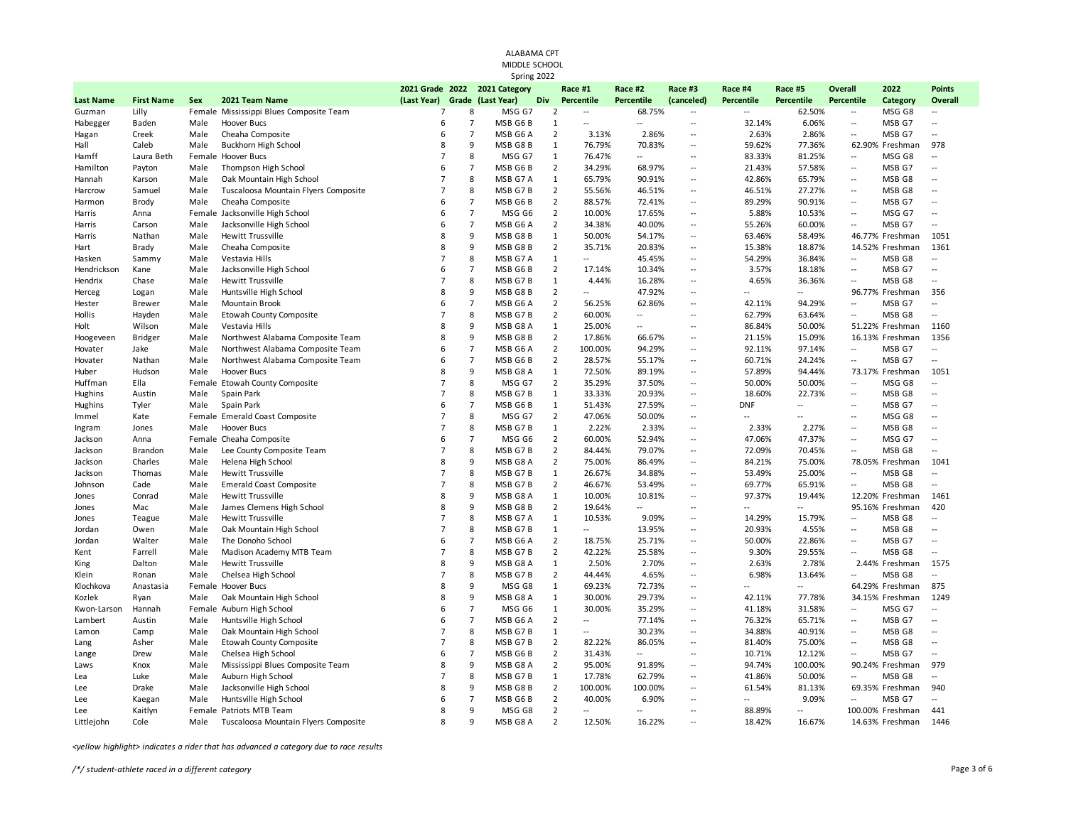ALABAMA CPT
MIDDLE SCHOOL
Spring 2022

| Last Name | First Name | Sex | 2021 Team Name | 2021 Grade (Last Year) | 2022 Grade | 2021 Category (Last Year) | Div | Race #1 Percentile | Race #2 Percentile | Race #3 (canceled) | Race #4 Percentile | Race #5 Percentile | Overall Percentile | 2022 Category | Points Overall |
|---|---|---|---|---|---|---|---|---|---|---|---|---|---|---|---|
| Guzman | Lilly | Female | Mississippi Blues Composite Team | 7 | 8 | MSG G7 | 2 | -- | 68.75% | -- | -- | 62.50% | -- | MSG G8 | -- |
| Habegger | Baden | Male | Hoover Bucs | 6 | 7 | MSB G6 B | 1 | -- | -- | -- | 32.14% | 6.06% | -- | MSB G7 | -- |
| Hagan | Creek | Male | Cheaha Composite | 6 | 7 | MSB G6 A | 2 | 3.13% | 2.86% | -- | 2.63% | 2.86% | -- | MSB G7 | -- |
| Hall | Caleb | Male | Buckhorn High School | 8 | 9 | MSB G8 B | 1 | 76.79% | 70.83% | -- | 59.62% | 77.36% | 62.90% | Freshman | 978 |
| Hamff | Laura Beth | Female | Hoover Bucs | 7 | 8 | MSG G7 | 1 | 76.47% | -- | -- | 83.33% | 81.25% | -- | MSG G8 | -- |
| Hamilton | Payton | Male | Thompson High School | 6 | 7 | MSB G6 B | 2 | 34.29% | 68.97% | -- | 21.43% | 57.58% | -- | MSB G7 | -- |
| Hannah | Karson | Male | Oak Mountain High School | 7 | 8 | MSB G7 A | 1 | 65.79% | 90.91% | -- | 42.86% | 65.79% | -- | MSB G8 | -- |
| Harcrow | Samuel | Male | Tuscaloosa Mountain Flyers Composite | 7 | 8 | MSB G7 B | 2 | 55.56% | 46.51% | -- | 46.51% | 27.27% | -- | MSB G8 | -- |
| Harmon | Brody | Male | Cheaha Composite | 6 | 7 | MSB G6 B | 2 | 88.57% | 72.41% | -- | 89.29% | 90.91% | -- | MSB G7 | -- |
| Harris | Anna | Female | Jacksonville High School | 6 | 7 | MSG G6 | 2 | 10.00% | 17.65% | -- | 5.88% | 10.53% | -- | MSG G7 | -- |
| Harris | Carson | Male | Jacksonville High School | 6 | 7 | MSB G6 A | 2 | 34.38% | 40.00% | -- | 55.26% | 60.00% | -- | MSB G7 | -- |
| Harris | Nathan | Male | Hewitt Trussville | 8 | 9 | MSB G8 B | 1 | 50.00% | 54.17% | -- | 63.46% | 58.49% | 46.77% | Freshman | 1051 |
| Hart | Brady | Male | Cheaha Composite | 8 | 9 | MSB G8 B | 2 | 35.71% | 20.83% | -- | 15.38% | 18.87% | 14.52% | Freshman | 1361 |
| Hasken | Sammy | Male | Vestavia Hills | 7 | 8 | MSB G7 A | 1 | -- | 45.45% | -- | 54.29% | 36.84% | -- | MSB G8 | -- |
| Hendrickson | Kane | Male | Jacksonville High School | 6 | 7 | MSB G6 B | 2 | 17.14% | 10.34% | -- | 3.57% | 18.18% | -- | MSB G7 | -- |
| Hendrix | Chase | Male | Hewitt Trussville | 7 | 8 | MSB G7 B | 1 | 4.44% | 16.28% | -- | 4.65% | 36.36% | -- | MSB G8 | -- |
| Herceg | Logan | Male | Huntsville High School | 8 | 9 | MSB G8 B | 2 | -- | 47.92% | -- | -- | -- | 96.77% | Freshman | 356 |
| Hester | Brewer | Male | Mountain Brook | 6 | 7 | MSB G6 A | 2 | 56.25% | 62.86% | -- | 42.11% | 94.29% | -- | MSB G7 | -- |
| Hollis | Hayden | Male | Etowah County Composite | 7 | 8 | MSB G7 B | 2 | 60.00% | -- | -- | 62.79% | 63.64% | -- | MSB G8 | -- |
| Holt | Wilson | Male | Vestavia Hills | 8 | 9 | MSB G8 A | 1 | 25.00% | -- | -- | 86.84% | 50.00% | 51.22% | Freshman | 1160 |
| Hoogeveen | Bridger | Male | Northwest Alabama Composite Team | 8 | 9 | MSB G8 B | 2 | 17.86% | 66.67% | -- | 21.15% | 15.09% | 16.13% | Freshman | 1356 |
| Hovater | Jake | Male | Northwest Alabama Composite Team | 6 | 7 | MSB G6 A | 2 | 100.00% | 94.29% | -- | 92.11% | 97.14% | -- | MSB G7 | -- |
| Hovater | Nathan | Male | Northwest Alabama Composite Team | 6 | 7 | MSB G6 B | 2 | 28.57% | 55.17% | -- | 60.71% | 24.24% | -- | MSB G7 | -- |
| Huber | Hudson | Male | Hoover Bucs | 8 | 9 | MSB G8 A | 1 | 72.50% | 89.19% | -- | 57.89% | 94.44% | 73.17% | Freshman | 1051 |
| Huffman | Ella | Female | Etowah County Composite | 7 | 8 | MSG G7 | 2 | 35.29% | 37.50% | -- | 50.00% | 50.00% | -- | MSG G8 | -- |
| Hughins | Austin | Male | Spain Park | 7 | 8 | MSB G7 B | 1 | 33.33% | 20.93% | -- | 18.60% | 22.73% | -- | MSB G8 | -- |
| Hughins | Tyler | Male | Spain Park | 6 | 7 | MSB G6 B | 1 | 51.43% | 27.59% | -- | DNF | -- | -- | MSB G7 | -- |
| Immel | Kate | Female | Emerald Coast Composite | 7 | 8 | MSG G7 | 2 | 47.06% | 50.00% | -- | -- | -- | -- | MSG G8 | -- |
| Ingram | Jones | Male | Hoover Bucs | 7 | 8 | MSB G7 B | 1 | 2.22% | 2.33% | -- | 2.33% | 2.27% | -- | MSB G8 | -- |
| Jackson | Anna | Female | Cheaha Composite | 6 | 7 | MSG G6 | 2 | 60.00% | 52.94% | -- | 47.06% | 47.37% | -- | MSG G7 | -- |
| Jackson | Brandon | Male | Lee County Composite Team | 7 | 8 | MSB G7 B | 2 | 84.44% | 79.07% | -- | 72.09% | 70.45% | -- | MSB G8 | -- |
| Jackson | Charles | Male | Helena High School | 8 | 9 | MSB G8 A | 2 | 75.00% | 86.49% | -- | 84.21% | 75.00% | 78.05% | Freshman | 1041 |
| Jackson | Thomas | Male | Hewitt Trussville | 7 | 8 | MSB G7 B | 1 | 26.67% | 34.88% | -- | 53.49% | 25.00% | -- | MSB G8 | -- |
| Johnson | Cade | Male | Emerald Coast Composite | 7 | 8 | MSB G7 B | 2 | 46.67% | 53.49% | -- | 69.77% | 65.91% | -- | MSB G8 | -- |
| Jones | Conrad | Male | Hewitt Trussville | 8 | 9 | MSB G8 A | 1 | 10.00% | 10.81% | -- | 97.37% | 19.44% | 12.20% | Freshman | 1461 |
| Jones | Mac | Male | James Clemens High School | 8 | 9 | MSB G8 B | 2 | 19.64% | -- | -- | -- | -- | 95.16% | Freshman | 420 |
| Jones | Teague | Male | Hewitt Trussville | 7 | 8 | MSB G7 A | 1 | 10.53% | 9.09% | -- | 14.29% | 15.79% | -- | MSB G8 | -- |
| Jordan | Owen | Male | Oak Mountain High School | 7 | 8 | MSB G7 B | 1 | -- | 13.95% | -- | 20.93% | 4.55% | -- | MSB G8 | -- |
| Jordan | Walter | Male | The Donoho School | 6 | 7 | MSB G6 A | 2 | 18.75% | 25.71% | -- | 50.00% | 22.86% | -- | MSB G7 | -- |
| Kent | Farrell | Male | Madison Academy MTB Team | 7 | 8 | MSB G7 B | 2 | 42.22% | 25.58% | -- | 9.30% | 29.55% | -- | MSB G8 | -- |
| King | Dalton | Male | Hewitt Trussville | 8 | 9 | MSB G8 A | 1 | 2.50% | 2.70% | -- | 2.63% | 2.78% | 2.44% | Freshman | 1575 |
| Klein | Ronan | Male | Chelsea High School | 7 | 8 | MSB G7 B | 2 | 44.44% | 4.65% | -- | 6.98% | 13.64% | -- | MSB G8 | -- |
| Klochkova | Anastasia | Female | Hoover Bucs | 8 | 9 | MSG G8 | 1 | 69.23% | 72.73% | -- | -- | -- | 64.29% | Freshman | 875 |
| Kozlek | Ryan | Male | Oak Mountain High School | 8 | 9 | MSB G8 A | 1 | 30.00% | 29.73% | -- | 42.11% | 77.78% | 34.15% | Freshman | 1249 |
| Kwon-Larson | Hannah | Female | Auburn High School | 6 | 7 | MSG G6 | 1 | 30.00% | 35.29% | -- | 41.18% | 31.58% | -- | MSG G7 | -- |
| Lambert | Austin | Male | Huntsville High School | 6 | 7 | MSB G6 A | 2 | -- | 77.14% | -- | 76.32% | 65.71% | -- | MSB G7 | -- |
| Lamon | Camp | Male | Oak Mountain High School | 7 | 8 | MSB G7 B | 1 | -- | 30.23% | -- | 34.88% | 40.91% | -- | MSB G8 | -- |
| Lang | Asher | Male | Etowah County Composite | 7 | 8 | MSB G7 B | 2 | 82.22% | 86.05% | -- | 81.40% | 75.00% | -- | MSB G8 | -- |
| Lange | Drew | Male | Chelsea High School | 6 | 7 | MSB G6 B | 2 | 31.43% | -- | -- | 10.71% | 12.12% | -- | MSB G7 | -- |
| Laws | Knox | Male | Mississippi Blues Composite Team | 8 | 9 | MSB G8 A | 2 | 95.00% | 91.89% | -- | 94.74% | 100.00% | 90.24% | Freshman | 979 |
| Lea | Luke | Male | Auburn High School | 7 | 8 | MSB G7 B | 1 | 17.78% | 62.79% | -- | 41.86% | 50.00% | -- | MSB G8 | -- |
| Lee | Drake | Male | Jacksonville High School | 8 | 9 | MSB G8 B | 2 | 100.00% | 100.00% | -- | 61.54% | 81.13% | 69.35% | Freshman | 940 |
| Lee | Kaegan | Male | Huntsville High School | 6 | 7 | MSB G6 B | 2 | 40.00% | 6.90% | -- | -- | 9.09% | -- | MSB G7 | -- |
| Lee | Kaitlyn | Female | Patriots MTB Team | 8 | 9 | MSG G8 | 2 | -- | -- | -- | 88.89% | -- | 100.00% | Freshman | 441 |
| Littlejohn | Cole | Male | Tuscaloosa Mountain Flyers Composite | 8 | 9 | MSB G8 A | 2 | 12.50% | 16.22% | -- | 18.42% | 16.67% | 14.63% | Freshman | 1446 |

*<yellow highlight> indicates a rider that has advanced a category due to race results*

*/*/ student-athlete raced in a different category*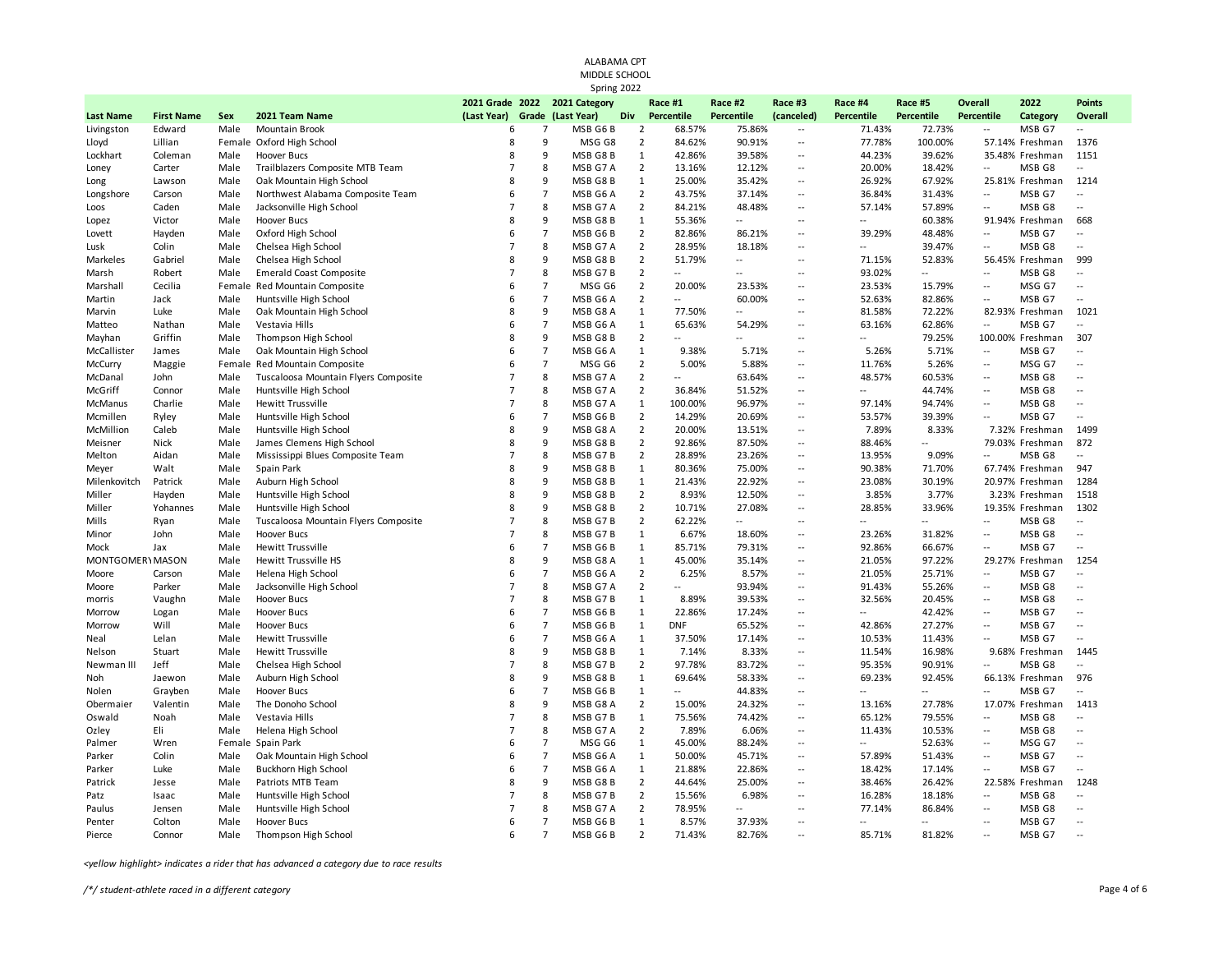ALABAMA CPT
MIDDLE SCHOOL
Spring 2022

| Last Name | First Name | Sex | 2021 Team Name | 2021 Grade (Last Year) | 2022 Grade | 2021 Category (Last Year) | Div | Race #1 Percentile | Race #2 Percentile | Race #3 (canceled) | Race #4 Percentile | Race #5 Percentile | Overall Percentile | 2022 Category | Points Overall |
|---|---|---|---|---|---|---|---|---|---|---|---|---|---|---|---|
| Livingston | Edward | Male | Mountain Brook | 6 | 7 | MSB G6 B | 2 | 68.57% | 75.86% | -- | 71.43% | 72.73% | -- | MSB G7 | -- |
| Lloyd | Lillian | Female | Oxford High School | 8 | 9 | MSG G8 | 2 | 84.62% | 90.91% | -- | 77.78% | 100.00% | 57.14% | Freshman | 1376 |
| Lockhart | Coleman | Male | Hoover Bucs | 8 | 9 | MSB G8 B | 1 | 42.86% | 39.58% | -- | 44.23% | 39.62% | 35.48% | Freshman | 1151 |
| Loney | Carter | Male | Trailblazers Composite MTB Team | 7 | 8 | MSB G7 A | 2 | 13.16% | 12.12% | -- | 20.00% | 18.42% | -- | MSB G8 | -- |
| Long | Lawson | Male | Oak Mountain High School | 8 | 9 | MSB G8 B | 1 | 25.00% | 35.42% | -- | 26.92% | 67.92% | 25.81% | Freshman | 1214 |
| Longshore | Carson | Male | Northwest Alabama Composite Team | 6 | 7 | MSB G6 A | 2 | 43.75% | 37.14% | -- | 36.84% | 31.43% | -- | MSB G7 | -- |
| Loos | Caden | Male | Jacksonville High School | 7 | 8 | MSB G7 A | 2 | 84.21% | 48.48% | -- | 57.14% | 57.89% | -- | MSB G8 | -- |
| Lopez | Victor | Male | Hoover Bucs | 8 | 9 | MSB G8 B | 1 | 55.36% | -- | -- | -- | 60.38% | 91.94% | Freshman | 668 |
| Lovett | Hayden | Male | Oxford High School | 6 | 7 | MSB G6 B | 2 | 82.86% | 86.21% | -- | 39.29% | 48.48% | -- | MSB G7 | -- |
| Lusk | Colin | Male | Chelsea High School | 7 | 8 | MSB G7 A | 2 | 28.95% | 18.18% | -- | -- | 39.47% | -- | MSB G8 | -- |
| Markeles | Gabriel | Male | Chelsea High School | 8 | 9 | MSB G8 B | 2 | 51.79% | -- | -- | 71.15% | 52.83% | 56.45% | Freshman | 999 |
| Marsh | Robert | Male | Emerald Coast Composite | 7 | 8 | MSB G7 B | 2 | -- | -- | -- | 93.02% | -- | -- | MSB G8 | -- |
| Marshall | Cecilia | Female | Red Mountain Composite | 6 | 7 | MSG G6 | 2 | 20.00% | 23.53% | -- | 23.53% | 15.79% | -- | MSG G7 | -- |
| Martin | Jack | Male | Huntsville High School | 6 | 7 | MSB G6 A | 2 | -- | 60.00% | -- | 52.63% | 82.86% | -- | MSB G7 | -- |
| Marvin | Luke | Male | Oak Mountain High School | 8 | 9 | MSB G8 A | 1 | 77.50% | -- | -- | 81.58% | 72.22% | 82.93% | Freshman | 1021 |
| Matteo | Nathan | Male | Vestavia Hills | 6 | 7 | MSB G6 A | 1 | 65.63% | 54.29% | -- | 63.16% | 62.86% | -- | MSB G7 | -- |
| Mayhan | Griffin | Male | Thompson High School | 8 | 9 | MSB G8 B | 2 | -- | -- | -- | -- | 79.25% | 100.00% | Freshman | 307 |
| McCallister | James | Male | Oak Mountain High School | 6 | 7 | MSB G6 A | 1 | 9.38% | 5.71% | -- | 5.26% | 5.71% | -- | MSB G7 | -- |
| McCurry | Maggie | Female | Red Mountain Composite | 6 | 7 | MSG G6 | 2 | 5.00% | 5.88% | -- | 11.76% | 5.26% | -- | MSG G7 | -- |
| McDanal | John | Male | Tuscaloosa Mountain Flyers Composite | 7 | 8 | MSB G7 A | 2 | -- | 63.64% | -- | 48.57% | 60.53% | -- | MSB G8 | -- |
| McGriff | Connor | Male | Huntsville High School | 7 | 8 | MSB G7 A | 2 | 36.84% | 51.52% | -- | -- | 44.74% | -- | MSB G8 | -- |
| McManus | Charlie | Male | Hewitt Trussville | 7 | 8 | MSB G7 A | 1 | 100.00% | 96.97% | -- | 97.14% | 94.74% | -- | MSB G8 | -- |
| Mcmillen | Ryley | Male | Huntsville High School | 6 | 7 | MSB G6 B | 2 | 14.29% | 20.69% | -- | 53.57% | 39.39% | -- | MSB G7 | -- |
| McMillion | Caleb | Male | Huntsville High School | 8 | 9 | MSB G8 A | 2 | 20.00% | 13.51% | -- | 7.89% | 8.33% | 7.32% | Freshman | 1499 |
| Meisner | Nick | Male | James Clemens High School | 8 | 9 | MSB G8 B | 2 | 92.86% | 87.50% | -- | 88.46% | -- | 79.03% | Freshman | 872 |
| Melton | Aidan | Male | Mississippi Blues Composite Team | 7 | 8 | MSB G7 B | 2 | 28.89% | 23.26% | -- | 13.95% | 9.09% | -- | MSB G8 | -- |
| Meyer | Walt | Male | Spain Park | 8 | 9 | MSB G8 B | 1 | 80.36% | 75.00% | -- | 90.38% | 71.70% | 67.74% | Freshman | 947 |
| Milenkovitch | Patrick | Male | Auburn High School | 8 | 9 | MSB G8 B | 1 | 21.43% | 22.92% | -- | 23.08% | 30.19% | 20.97% | Freshman | 1284 |
| Miller | Hayden | Male | Huntsville High School | 8 | 9 | MSB G8 B | 2 | 8.93% | 12.50% | -- | 3.85% | 3.77% | 3.23% | Freshman | 1518 |
| Miller | Yohannes | Male | Huntsville High School | 8 | 9 | MSB G8 B | 2 | 10.71% | 27.08% | -- | 28.85% | 33.96% | 19.35% | Freshman | 1302 |
| Mills | Ryan | Male | Tuscaloosa Mountain Flyers Composite | 7 | 8 | MSB G7 B | 2 | 62.22% | -- | -- | -- | -- | -- | MSB G8 | -- |
| Minor | John | Male | Hoover Bucs | 7 | 8 | MSB G7 B | 1 | 6.67% | 18.60% | -- | 23.26% | 31.82% | -- | MSB G8 | -- |
| Mock | Jax | Male | Hewitt Trussville | 6 | 7 | MSB G6 B | 1 | 85.71% | 79.31% | -- | 92.86% | 66.67% | -- | MSB G7 | -- |
| MONTGOMERY | MASON | Male | Hewitt Trussville HS | 8 | 9 | MSB G8 A | 1 | 45.00% | 35.14% | -- | 21.05% | 97.22% | 29.27% | Freshman | 1254 |
| Moore | Carson | Male | Helena High School | 6 | 7 | MSB G6 A | 2 | 6.25% | 8.57% | -- | 21.05% | 25.71% | -- | MSB G7 | -- |
| Moore | Parker | Male | Jacksonville High School | 7 | 8 | MSB G7 A | 2 | -- | 93.94% | -- | 91.43% | 55.26% | -- | MSB G8 | -- |
| morris | Vaughn | Male | Hoover Bucs | 7 | 8 | MSB G7 B | 1 | 8.89% | 39.53% | -- | 32.56% | 20.45% | -- | MSB G8 | -- |
| Morrow | Logan | Male | Hoover Bucs | 6 | 7 | MSB G6 B | 1 | 22.86% | 17.24% | -- | -- | 42.42% | -- | MSB G7 | -- |
| Morrow | Will | Male | Hoover Bucs | 6 | 7 | MSB G6 B | 1 | DNF | 65.52% | -- | 42.86% | 27.27% | -- | MSB G7 | -- |
| Neal | Lelan | Male | Hewitt Trussville | 6 | 7 | MSB G6 A | 1 | 37.50% | 17.14% | -- | 10.53% | 11.43% | -- | MSB G7 | -- |
| Nelson | Stuart | Male | Hewitt Trussville | 8 | 9 | MSB G8 B | 1 | 7.14% | 8.33% | -- | 11.54% | 16.98% | 9.68% | Freshman | 1445 |
| Newman III | Jeff | Male | Chelsea High School | 7 | 8 | MSB G7 B | 2 | 97.78% | 83.72% | -- | 95.35% | 90.91% | -- | MSB G8 | -- |
| Noh | Jaewon | Male | Auburn High School | 8 | 9 | MSB G8 B | 1 | 69.64% | 58.33% | -- | 69.23% | 92.45% | 66.13% | Freshman | 976 |
| Nolen | Grayben | Male | Hoover Bucs | 6 | 7 | MSB G6 B | 1 | -- | 44.83% | -- | -- | -- | -- | MSB G7 | -- |
| Obermaier | Valentin | Male | The Donoho School | 8 | 9 | MSB G8 A | 2 | 15.00% | 24.32% | -- | 13.16% | 27.78% | 17.07% | Freshman | 1413 |
| Oswald | Noah | Male | Vestavia Hills | 7 | 8 | MSB G7 B | 1 | 75.56% | 74.42% | -- | 65.12% | 79.55% | -- | MSB G8 | -- |
| Ozley | Eli | Male | Helena High School | 7 | 8 | MSB G7 A | 2 | 7.89% | 6.06% | -- | 11.43% | 10.53% | -- | MSB G8 | -- |
| Palmer | Wren | Female | Spain Park | 6 | 7 | MSG G6 | 1 | 45.00% | 88.24% | -- | -- | 52.63% | -- | MSG G7 | -- |
| Parker | Colin | Male | Oak Mountain High School | 6 | 7 | MSB G6 A | 1 | 50.00% | 45.71% | -- | 57.89% | 51.43% | -- | MSB G7 | -- |
| Parker | Luke | Male | Buckhorn High School | 6 | 7 | MSB G6 A | 1 | 21.88% | 22.86% | -- | 18.42% | 17.14% | -- | MSB G7 | -- |
| Patrick | Jesse | Male | Patriots MTB Team | 8 | 9 | MSB G8 B | 2 | 44.64% | 25.00% | -- | 38.46% | 26.42% | 22.58% | Freshman | 1248 |
| Patz | Isaac | Male | Huntsville High School | 7 | 8 | MSB G7 B | 2 | 15.56% | 6.98% | -- | 16.28% | 18.18% | -- | MSB G8 | -- |
| Paulus | Jensen | Male | Huntsville High School | 7 | 8 | MSB G7 A | 2 | 78.95% | -- | -- | 77.14% | 86.84% | -- | MSB G8 | -- |
| Penter | Colton | Male | Hoover Bucs | 6 | 7 | MSB G6 B | 1 | 8.57% | 37.93% | -- | -- | -- | -- | MSB G7 | -- |
| Pierce | Connor | Male | Thompson High School | 6 | 7 | MSB G6 B | 2 | 71.43% | 82.76% | -- | 85.71% | 81.82% | -- | MSB G7 | -- |

*<yellow highlight> indicates a rider that has advanced a category due to race results*

*/*/ student-athlete raced in a different category*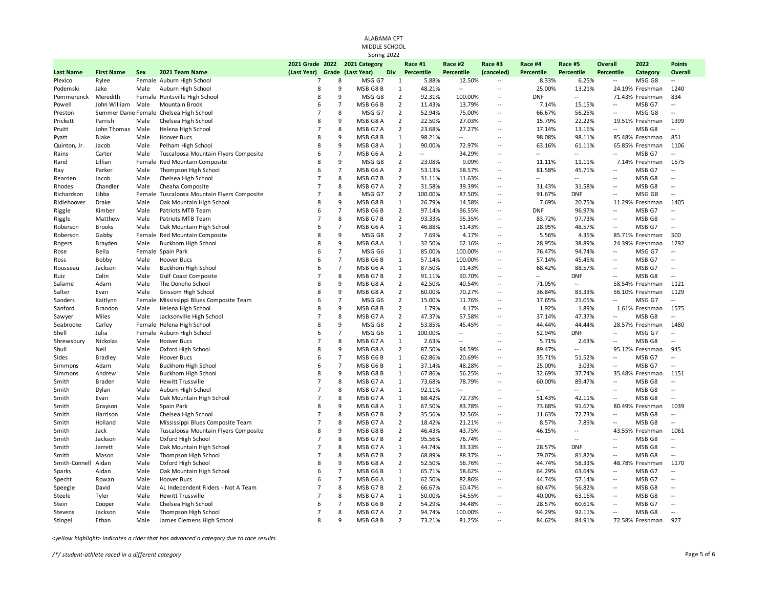ALABAMA CPT
MIDDLE SCHOOL
Spring 2022

| Last Name | First Name | Sex | 2021 Team Name | 2021 Grade (Last Year) | 2022 Grade | 2021 Category (Last Year) | Div | Race #1 Percentile | Race #2 Percentile | Race #3 (canceled) | Race #4 Percentile | Race #5 Percentile | Overall Percentile | 2022 Category | Points Overall |
|---|---|---|---|---|---|---|---|---|---|---|---|---|---|---|---|
| Plexico | Rylee | Female | Auburn High School | 7 | 8 | MSG G7 | 1 | 5.88% | 12.50% | -- | 8.33% | 6.25% | -- | MSG G8 | -- |
| Podemski | Jake | Male | Auburn High School | 8 | 9 | MSB G8 B | 1 | 48.21% | -- | -- | 25.00% | 13.21% | 24.19% | Freshman | 1240 |
| Pommerenck | Meredith | Female | Huntsville High School | 8 | 9 | MSG G8 | 2 | 92.31% | 100.00% | -- | DNF | -- | 71.43% | Freshman | 834 |
| Powell | John William | Male | Mountain Brook | 6 | 7 | MSB G6 B | 2 | 11.43% | 13.79% | -- | 7.14% | 15.15% | -- | MSB G7 | -- |
| Preston | Summer Danie | Female | Chelsea High School | 7 | 8 | MSG G7 | 2 | 52.94% | 75.00% | -- | 66.67% | 56.25% | -- | MSG G8 | -- |
| Prickett | Parrish | Male | Chelsea High School | 8 | 9 | MSB G8 A | 2 | 22.50% | 27.03% | -- | 15.79% | 22.22% | 19.51% | Freshman | 1399 |
| Pruitt | John Thomas | Male | Helena High School | 7 | 8 | MSB G7 A | 2 | 23.68% | 27.27% | -- | 17.14% | 13.16% | -- | MSB G8 | -- |
| Pyatt | Blake | Male | Hoover Bucs | 8 | 9 | MSB G8 B | 1 | 98.21% | -- | -- | 98.08% | 98.11% | 85.48% | Freshman | 851 |
| Quinton, Jr. | Jacob | Male | Pelham High School | 8 | 9 | MSB G8 A | 1 | 90.00% | 72.97% | -- | 63.16% | 61.11% | 65.85% | Freshman | 1106 |
| Rains | Carter | Male | Tuscaloosa Mountain Flyers Composite | 6 | 7 | MSB G6 A | 2 | -- | 34.29% | -- | -- | -- | -- | MSB G7 | -- |
| Rand | Lillian | Female | Red Mountain Composite | 8 | 9 | MSG G8 | 2 | 23.08% | 9.09% | -- | 11.11% | 11.11% | 7.14% | Freshman | 1575 |
| Ray | Parker | Male | Thompson High School | 6 | 7 | MSB G6 A | 2 | 53.13% | 68.57% | -- | 81.58% | 45.71% | -- | MSB G7 | -- |
| Rearden | Jacob | Male | Chelsea High School | 7 | 8 | MSB G7 B | 2 | 31.11% | 11.63% | -- | -- | -- | -- | MSB G8 | -- |
| Rhodes | Chandler | Male | Cheaha Composite | 7 | 8 | MSB G7 A | 2 | 31.58% | 39.39% | -- | 31.43% | 31.58% | -- | MSB G8 | -- |
| Richardson | Libba | Female | Tuscaloosa Mountain Flyers Composite | 7 | 8 | MSG G7 | 2 | 100.00% | 87.50% | -- | 91.67% | DNF | -- | MSG G8 | -- |
| Ridlehoover | Drake | Male | Oak Mountain High School | 8 | 9 | MSB G8 B | 1 | 26.79% | 14.58% | -- | 7.69% | 20.75% | 11.29% | Freshman | 1405 |
| Riggle | Kimber | Male | Patriots MTB Team | 6 | 7 | MSB G6 B | 2 | 97.14% | 96.55% | -- | DNF | 96.97% | -- | MSB G7 | -- |
| Riggle | Matthew | Male | Patriots MTB Team | 7 | 8 | MSB G7 B | 2 | 93.33% | 95.35% | -- | 83.72% | 97.73% | -- | MSB G8 | -- |
| Roberson | Brooks | Male | Oak Mountain High School | 6 | 7 | MSB G6 A | 1 | 46.88% | 51.43% | -- | 28.95% | 48.57% | -- | MSB G7 | -- |
| Roberson | Gabby | Female | Red Mountain Composite | 8 | 9 | MSG G8 | 2 | 7.69% | 4.17% | -- | 5.56% | 4.35% | 85.71% | Freshman | 500 |
| Rogers | Brayden | Male | Buckhorn High School | 8 | 9 | MSB G8 A | 1 | 32.50% | 62.16% | -- | 28.95% | 38.89% | 24.39% | Freshman | 1292 |
| Rose | Bella | Female | Spain Park | 6 | 7 | MSG G6 | 1 | 85.00% | 100.00% | -- | 76.47% | 94.74% | -- | MSG G7 | -- |
| Ross | Bobby | Male | Hoover Bucs | 6 | 7 | MSB G6 B | 1 | 57.14% | 100.00% | -- | 57.14% | 45.45% | -- | MSB G7 | -- |
| Rousseau | Jackson | Male | Buckhorn High School | 6 | 7 | MSB G6 A | 1 | 87.50% | 91.43% | -- | 68.42% | 88.57% | -- | MSB G7 | -- |
| Ruiz | Colin | Male | Gulf Coast Composite | 7 | 8 | MSB G7 B | 2 | 91.11% | 90.70% | -- | -- | DNF | -- | MSB G8 | -- |
| Salame | Adam | Male | The Donoho School | 8 | 9 | MSB G8 A | 2 | 42.50% | 40.54% | -- | 71.05% | -- | 58.54% | Freshman | 1121 |
| Salter | Evan | Male | Grissom High School | 8 | 9 | MSB G8 A | 2 | 60.00% | 70.27% | -- | 36.84% | 83.33% | 56.10% | Freshman | 1129 |
| Sanders | Kaitlynn | Female | Mississippi Blues Composite Team | 6 | 7 | MSG G6 | 2 | 15.00% | 11.76% | -- | 17.65% | 21.05% | -- | MSG G7 | -- |
| Sanford | Brandon | Male | Helena High School | 8 | 9 | MSB G8 B | 2 | 1.79% | 4.17% | -- | 1.92% | 1.89% | 1.61% | Freshman | 1575 |
| Sawyer | Miles | Male | Jacksonville High School | 7 | 8 | MSB G7 A | 2 | 47.37% | 57.58% | -- | 37.14% | 47.37% | -- | MSB G8 | -- |
| Seabrooke | Carley | Female | Helena High School | 8 | 9 | MSG G8 | 2 | 53.85% | 45.45% | -- | 44.44% | 44.44% | 28.57% | Freshman | 1480 |
| Shell | Julia | Female | Auburn High School | 6 | 7 | MSG G6 | 1 | 100.00% | -- | -- | 52.94% | DNF | -- | MSG G7 | -- |
| Shrewsbury | Nickolas | Male | Hoover Bucs | 7 | 8 | MSB G7 A | 1 | 2.63% | -- | -- | 5.71% | 2.63% | -- | MSB G8 | -- |
| Shull | Neil | Male | Oxford High School | 8 | 9 | MSB G8 A | 2 | 87.50% | 94.59% | -- | 89.47% | -- | 95.12% | Freshman | 945 |
| Sides | Bradley | Male | Hoover Bucs | 6 | 7 | MSB G6 B | 1 | 62.86% | 20.69% | -- | 35.71% | 51.52% | -- | MSB G7 | -- |
| Simmons | Adam | Male | Buckhorn High School | 6 | 7 | MSB G6 B | 1 | 37.14% | 48.28% | -- | 25.00% | 3.03% | -- | MSB G7 | -- |
| Simmons | Andrew | Male | Buckhorn High School | 8 | 9 | MSB G8 B | 1 | 67.86% | 56.25% | -- | 32.69% | 37.74% | 35.48% | Freshman | 1151 |
| Smith | Braden | Male | Hewitt Trussville | 7 | 8 | MSB G7 A | 1 | 73.68% | 78.79% | -- | 60.00% | 89.47% | -- | MSB G8 | -- |
| Smith | Dylan | Male | Auburn High School | 7 | 8 | MSB G7 A | 1 | 92.11% | -- | -- | -- | -- | -- | MSB G8 | -- |
| Smith | Evan | Male | Oak Mountain High School | 7 | 8 | MSB G7 A | 1 | 68.42% | 72.73% | -- | 51.43% | 42.11% | -- | MSB G8 | -- |
| Smith | Grayson | Male | Spain Park | 8 | 9 | MSB G8 A | 1 | 67.50% | 83.78% | -- | 73.68% | 91.67% | 80.49% | Freshman | 1039 |
| Smith | Harrison | Male | Chelsea High School | 7 | 8 | MSB G7 B | 2 | 35.56% | 32.56% | -- | 11.63% | 72.73% | -- | MSB G8 | -- |
| Smith | Holland | Male | Mississippi Blues Composite Team | 7 | 8 | MSB G7 A | 2 | 18.42% | 21.21% | -- | 8.57% | 7.89% | -- | MSB G8 | -- |
| Smith | Jack | Male | Tuscaloosa Mountain Flyers Composite | 8 | 9 | MSB G8 B | 2 | 46.43% | 43.75% | -- | 46.15% | -- | 43.55% | Freshman | 1061 |
| Smith | Jackson | Male | Oxford High School | 7 | 8 | MSB G7 B | 2 | 95.56% | 76.74% | -- | -- | -- | -- | MSB G8 | -- |
| Smith | Jarrett | Male | Oak Mountain High School | 7 | 8 | MSB G7 A | 1 | 44.74% | 33.33% | -- | 28.57% | DNF | -- | MSB G8 | -- |
| Smith | Mason | Male | Thompson High School | 7 | 8 | MSB G7 B | 2 | 68.89% | 88.37% | -- | 79.07% | 81.82% | -- | MSB G8 | -- |
| Smith-Connell | Aidan | Male | Oxford High School | 8 | 9 | MSB G8 A | 2 | 52.50% | 56.76% | -- | 44.74% | 58.33% | 48.78% | Freshman | 1170 |
| Sparks | Aidan | Male | Oak Mountain High School | 6 | 7 | MSB G6 B | 1 | 65.71% | 58.62% | -- | 64.29% | 63.64% | -- | MSB G7 | -- |
| Specht | Rowan | Male | Hoover Bucs | 6 | 7 | MSB G6 A | 1 | 62.50% | 82.86% | -- | 44.74% | 57.14% | -- | MSB G7 | -- |
| Speegle | David | Male | AL Independent Riders - Not A Team | 7 | 8 | MSB G7 B | 2 | 66.67% | 60.47% | -- | 60.47% | 56.82% | -- | MSB G8 | -- |
| Steele | Tyler | Male | Hewitt Trussville | 7 | 8 | MSB G7 A | 1 | 50.00% | 54.55% | -- | 40.00% | 63.16% | -- | MSB G8 | -- |
| Stein | Cooper | Male | Chelsea High School | 6 | 7 | MSB G6 B | 2 | 54.29% | 34.48% | -- | 28.57% | 60.61% | -- | MSB G7 | -- |
| Stevens | Jackson | Male | Thompson High School | 7 | 8 | MSB G7 A | 2 | 94.74% | 100.00% | -- | 94.29% | 92.11% | -- | MSB G8 | -- |
| Stingel | Ethan | Male | James Clemens High School | 8 | 9 | MSB G8 B | 2 | 73.21% | 81.25% | -- | 84.62% | 84.91% | 72.58% | Freshman | 927 |

*<yellow highlight> indicates a rider that has advanced a category due to race results*

*/*/ student-athlete raced in a different category*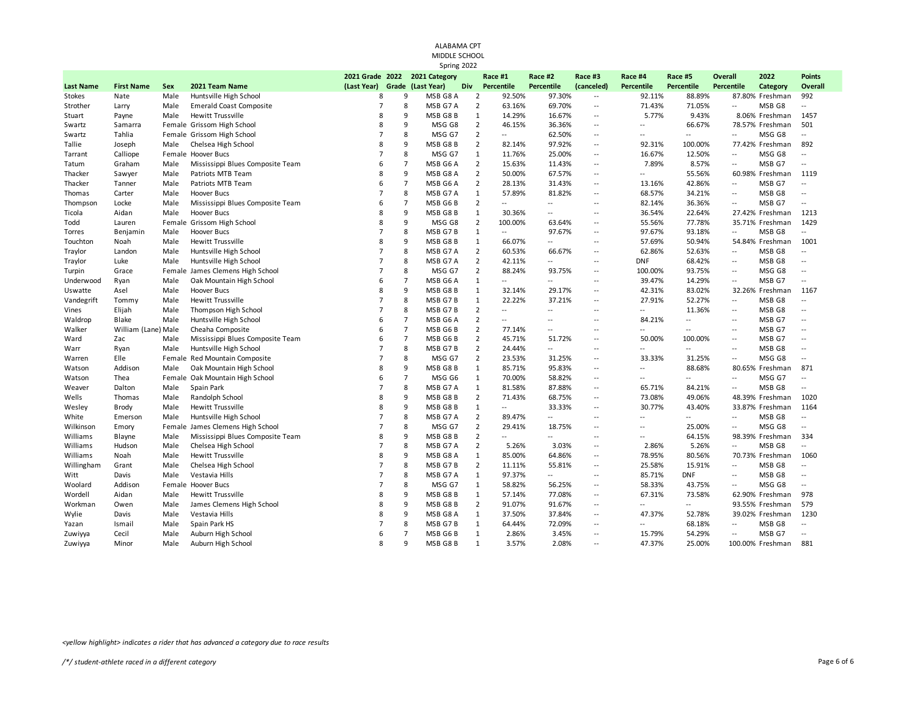ALABAMA CPT
MIDDLE SCHOOL
Spring 2022

| Last Name | First Name | Sex | 2021 Team Name | 2021 Grade (Last Year) | 2022 Grade | 2021 Category (Last Year) | Div | Race #1 Percentile | Race #2 Percentile | Race #3 (canceled) | Race #4 Percentile | Race #5 Percentile | Overall Percentile | 2022 Category | Points Overall |
|---|---|---|---|---|---|---|---|---|---|---|---|---|---|---|---|
| Stokes | Nate | Male | Huntsville High School | 8 | 9 | MSB G8 A | 2 | 92.50% | 97.30% | -- | 92.11% | 88.89% | 87.80% | Freshman | 992 |
| Strother | Larry | Male | Emerald Coast Composite | 7 | 8 | MSB G7 A | 2 | 63.16% | 69.70% | -- | 71.43% | 71.05% | -- | MSB G8 | -- |
| Stuart | Payne | Male | Hewitt Trussville | 8 | 9 | MSB G8 B | 1 | 14.29% | 16.67% | -- | 5.77% | 9.43% | 8.06% | Freshman | 1457 |
| Swartz | Samarra | Female | Grissom High School | 8 | 9 | MSG G8 | 2 | 46.15% | 36.36% | -- | -- | 66.67% | 78.57% | Freshman | 501 |
| Swartz | Tahlia | Female | Grissom High School | 7 | 8 | MSG G7 | 2 | -- | 62.50% | -- | -- | -- | -- | MSG G8 | -- |
| Tallie | Joseph | Male | Chelsea High School | 8 | 9 | MSB G8 B | 2 | 82.14% | 97.92% | -- | 92.31% | 100.00% | 77.42% | Freshman | 892 |
| Tarrant | Calliope | Female | Hoover Bucs | 7 | 8 | MSG G7 | 1 | 11.76% | 25.00% | -- | 16.67% | 12.50% | -- | MSG G8 | -- |
| Tatum | Graham | Male | Mississippi Blues Composite Team | 6 | 7 | MSB G6 A | 2 | 15.63% | 11.43% | -- | 7.89% | 8.57% | -- | MSB G7 | -- |
| Thacker | Sawyer | Male | Patriots MTB Team | 8 | 9 | MSB G8 A | 2 | 50.00% | 67.57% | -- | -- | 55.56% | 60.98% | Freshman | 1119 |
| Thacker | Tanner | Male | Patriots MTB Team | 6 | 7 | MSB G6 A | 2 | 28.13% | 31.43% | -- | 13.16% | 42.86% | -- | MSB G7 | -- |
| Thomas | Carter | Male | Hoover Bucs | 7 | 8 | MSB G7 A | 1 | 57.89% | 81.82% | -- | 68.57% | 34.21% | -- | MSB G8 | -- |
| Thompson | Locke | Male | Mississippi Blues Composite Team | 6 | 7 | MSB G6 B | 2 | -- | -- | -- | 82.14% | 36.36% | -- | MSB G7 | -- |
| Ticola | Aidan | Male | Hoover Bucs | 8 | 9 | MSB G8 B | 1 | 30.36% | -- | -- | 36.54% | 22.64% | 27.42% | Freshman | 1213 |
| Todd | Lauren | Female | Grissom High School | 8 | 9 | MSG G8 | 2 | 100.00% | 63.64% | -- | 55.56% | 77.78% | 35.71% | Freshman | 1429 |
| Torres | Benjamin | Male | Hoover Bucs | 7 | 8 | MSB G7 B | 1 | -- | 97.67% | -- | 97.67% | 93.18% | -- | MSB G8 | -- |
| Touchton | Noah | Male | Hewitt Trussville | 8 | 9 | MSB G8 B | 1 | 66.07% | -- | -- | 57.69% | 50.94% | 54.84% | Freshman | 1001 |
| Traylor | Landon | Male | Huntsville High School | 7 | 8 | MSB G7 A | 2 | 60.53% | 66.67% | -- | 62.86% | 52.63% | -- | MSB G8 | -- |
| Traylor | Luke | Male | Huntsville High School | 7 | 8 | MSB G7 A | 2 | 42.11% | -- | -- | DNF | 68.42% | -- | MSB G8 | -- |
| Turpin | Grace | Female | James Clemens High School | 7 | 8 | MSG G7 | 2 | 88.24% | 93.75% | -- | 100.00% | 93.75% | -- | MSG G8 | -- |
| Underwood | Ryan | Male | Oak Mountain High School | 6 | 7 | MSB G6 A | 1 | -- | -- | -- | 39.47% | 14.29% | -- | MSB G7 | -- |
| Uswatte | Asel | Male | Hoover Bucs | 8 | 9 | MSB G8 B | 1 | 32.14% | 29.17% | -- | 42.31% | 83.02% | 32.26% | Freshman | 1167 |
| Vandegrift | Tommy | Male | Hewitt Trussville | 7 | 8 | MSB G7 B | 1 | 22.22% | 37.21% | -- | 27.91% | 52.27% | -- | MSB G8 | -- |
| Vines | Elijah | Male | Thompson High School | 7 | 8 | MSB G7 B | 2 | -- | -- | -- | -- | 11.36% | -- | MSB G8 | -- |
| Waldrop | Blake | Male | Huntsville High School | 6 | 7 | MSB G6 A | 2 | -- | -- | -- | 84.21% | -- | -- | MSB G7 | -- |
| Walker | William (Lane) | Male | Cheaha Composite | 6 | 7 | MSB G6 B | 2 | 77.14% | -- | -- | -- | -- | -- | MSB G7 | -- |
| Ward | Zac | Male | Mississippi Blues Composite Team | 6 | 7 | MSB G6 B | 2 | 45.71% | 51.72% | -- | 50.00% | 100.00% | -- | MSB G7 | -- |
| Warr | Ryan | Male | Huntsville High School | 7 | 8 | MSB G7 B | 2 | 24.44% | -- | -- | -- | -- | -- | MSB G8 | -- |
| Warren | Elle | Female | Red Mountain Composite | 7 | 8 | MSG G7 | 2 | 23.53% | 31.25% | -- | 33.33% | 31.25% | -- | MSG G8 | -- |
| Watson | Addison | Male | Oak Mountain High School | 8 | 9 | MSB G8 B | 1 | 85.71% | 95.83% | -- | -- | 88.68% | 80.65% | Freshman | 871 |
| Watson | Thea | Female | Oak Mountain High School | 6 | 7 | MSG G6 | 1 | 70.00% | 58.82% | -- | -- | -- | -- | MSG G7 | -- |
| Weaver | Dalton | Male | Spain Park | 7 | 8 | MSB G7 A | 1 | 81.58% | 87.88% | -- | 65.71% | 84.21% | -- | MSB G8 | -- |
| Wells | Thomas | Male | Randolph School | 8 | 9 | MSB G8 B | 2 | 71.43% | 68.75% | -- | 73.08% | 49.06% | 48.39% | Freshman | 1020 |
| Wesley | Brody | Male | Hewitt Trussville | 8 | 9 | MSB G8 B | 1 | -- | 33.33% | -- | 30.77% | 43.40% | 33.87% | Freshman | 1164 |
| White | Emerson | Male | Huntsville High School | 7 | 8 | MSB G7 A | 2 | 89.47% | -- | -- | -- | -- | -- | MSB G8 | -- |
| Wilkinson | Emory | Female | James Clemens High School | 7 | 8 | MSG G7 | 2 | 29.41% | 18.75% | -- | -- | 25.00% | -- | MSG G8 | -- |
| Williams | Blayne | Male | Mississippi Blues Composite Team | 8 | 9 | MSB G8 B | 2 | -- | -- | -- | -- | 64.15% | 98.39% | Freshman | 334 |
| Williams | Hudson | Male | Chelsea High School | 7 | 8 | MSB G7 A | 2 | 5.26% | 3.03% | -- | 2.86% | 5.26% | -- | MSB G8 | -- |
| Williams | Noah | Male | Hewitt Trussville | 8 | 9 | MSB G8 A | 1 | 85.00% | 64.86% | -- | 78.95% | 80.56% | 70.73% | Freshman | 1060 |
| Willingham | Grant | Male | Chelsea High School | 7 | 8 | MSB G7 B | 2 | 11.11% | 55.81% | -- | 25.58% | 15.91% | -- | MSB G8 | -- |
| Witt | Davis | Male | Vestavia Hills | 7 | 8 | MSB G7 A | 1 | 97.37% | -- | -- | 85.71% | DNF | -- | MSB G8 | -- |
| Woolard | Addison | Female | Hoover Bucs | 7 | 8 | MSG G7 | 1 | 58.82% | 56.25% | -- | 58.33% | 43.75% | -- | MSG G8 | -- |
| Wordell | Aidan | Male | Hewitt Trussville | 8 | 9 | MSB G8 B | 1 | 57.14% | 77.08% | -- | 67.31% | 73.58% | 62.90% | Freshman | 978 |
| Workman | Owen | Male | James Clemens High School | 8 | 9 | MSB G8 B | 2 | 91.07% | 91.67% | -- | -- | -- | 93.55% | Freshman | 579 |
| Wylie | Davis | Male | Vestavia Hills | 8 | 9 | MSB G8 A | 1 | 37.50% | 37.84% | -- | 47.37% | 52.78% | 39.02% | Freshman | 1230 |
| Yazan | Ismail | Male | Spain Park HS | 7 | 8 | MSB G7 B | 1 | 64.44% | 72.09% | -- | -- | 68.18% | -- | MSB G8 | -- |
| Zuwiyya | Cecil | Male | Auburn High School | 6 | 7 | MSB G6 B | 1 | 2.86% | 3.45% | -- | 15.79% | 54.29% | -- | MSB G7 | -- |
| Zuwiyya | Minor | Male | Auburn High School | 8 | 9 | MSB G8 B | 1 | 3.57% | 2.08% | -- | 47.37% | 25.00% | 100.00% | Freshman | 881 |

*<yellow highlight> indicates a rider that has advanced a category due to race results*

*/*/ student-athlete raced in a different category*